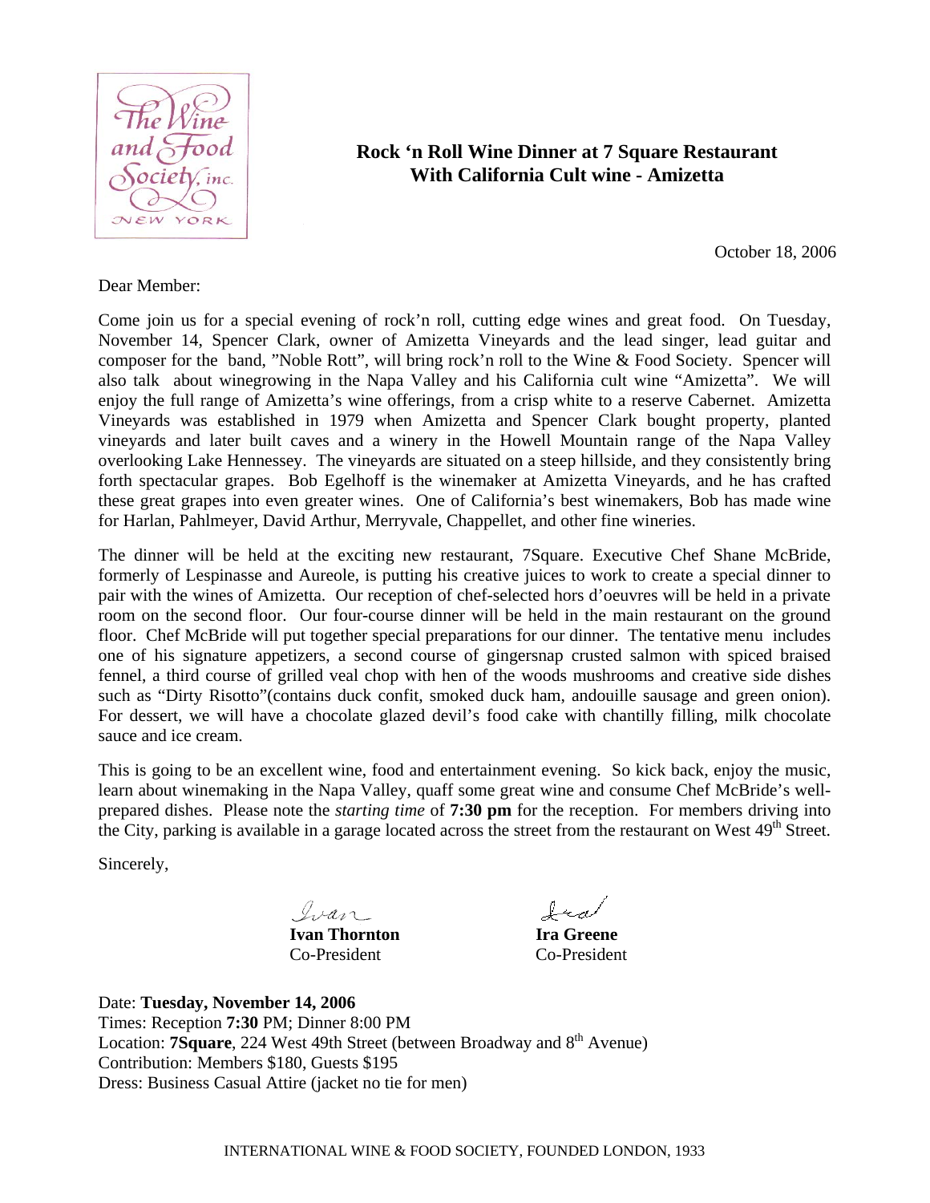The Wine and Food Society, inc. NEW YORK

# Rock 'n Roll Wine Dinner at 7 Square Restaurant With California Cult wine - Amizetta

October 18, 2006

Dear Member:

Come join us for a special evening of rock'n roll, cutting edge wines and great food. On Tuesday, November 14, Spencer Clark, owner of Amizetta Vineyards and the lead singer, lead guitar and composer for the band, "Noble Rott", will bring rock'n roll to the Wine & Food Society. Spencer will also talk about winegrowing in the Napa Valley and his California cult wine "Amizetta". We will enjoy the full range of Amizetta's wine offerings, from a crisp white to a reserve Cabernet. Amizetta Vineyards was established in 1979 when Amizetta and Spencer Clark bought property, planted vineyards and later built caves and a winery in the Howell Mountain range of the Napa Valley overlooking Lake Hennessey. The vineyards are situated on a steep hillside, and they consistently bring forth spectacular grapes. Bob Egelhoff is the winemaker at Amizetta Vineyards, and he has crafted these great grapes into even greater wines. One of California's best winemakers, Bob has made wine for Harlan, Pahlmeyer, David Arthur, Merryvale, Chappellet, and other fine wineries.

The dinner will be held at the exciting new restaurant, 7Square. Executive Chef Shane McBride, formerly of Lespinasse and Aureole, is putting his creative juices to work to create a special dinner to pair with the wines of Amizetta. Our reception of chef-selected hors d'oeuvres will be held in a private room on the second floor. Our four-course dinner will be held in the main restaurant on the ground floor. Chef McBride will put together special preparations for our dinner. The tentative menu includes one of his signature appetizers, a second course of gingersnap crusted salmon with spiced braised fennel, a third course of grilled veal chop with hen of the woods mushrooms and creative side dishes such as "Dirty Risotto"(contains duck confit, smoked duck ham, andouille sausage and green onion). For dessert, we will have a chocolate glazed devil's food cake with chantilly filling, milk chocolate sauce and ice cream.

This is going to be an excellent wine, food and entertainment evening. So kick back, enjoy the music, learn about winemaking in the Napa Valley, quaff some great wine and consume Chef McBride's well-prepared dishes. Please note the *starting time* of **7:30 pm** for the reception. For members driving into the City, parking is available in a garage located across the street from the restaurant on West 49th Street.

Sincerely,

| | |
|---|---|
| *Ivan* | *Ira* |
| **Ivan Thornton** | **Ira Greene** |
| Co-President | Co-President |

Date: **Tuesday, November 14, 2006**
Times: Reception **7:30** PM; Dinner 8:00 PM
Location: **7Square**, 224 West 49th Street (between Broadway and 8th Avenue)
Contribution: Members $180, Guests $195
Dress: Business Casual Attire (jacket no tie for men)

INTERNATIONAL WINE & FOOD SOCIETY, FOUNDED LONDON, 1933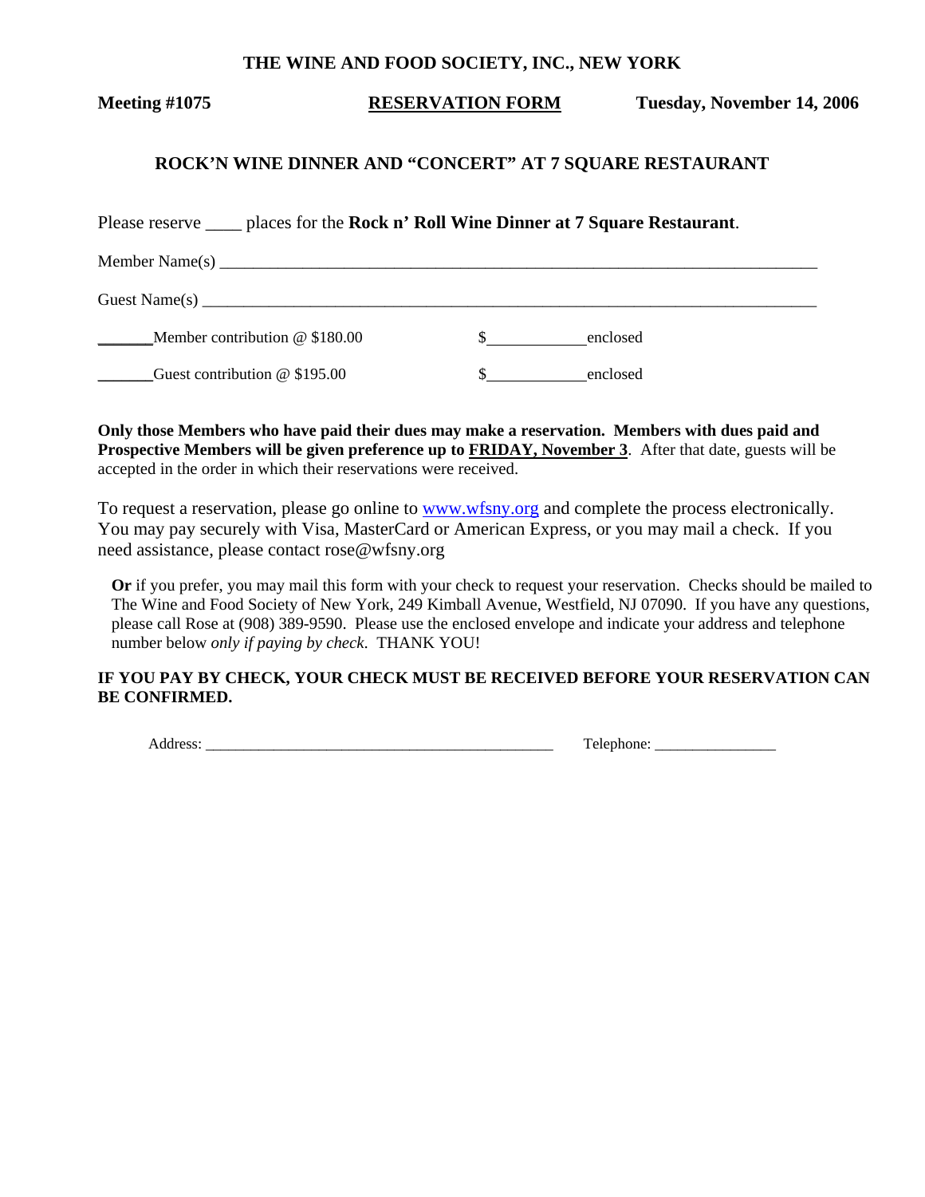**THE WINE AND FOOD SOCIETY, INC., NEW YORK**

**Meeting #1075** **RESERVATION FORM** **Tuesday, November 14, 2006**

**ROCK'N WINE DINNER AND "CONCERT" AT 7 SQUARE RESTAURANT**

Please reserve ____ places for the **Rock n' Roll Wine Dinner at 7 Square Restaurant**.

Member Name(s) ______________________________________________________________

Guest Name(s) _______________________________________________________________

_______Member contribution @ $180.00 $____________enclosed

_______Guest contribution @ $195.00 $____________enclosed

**Only those Members who have paid their dues may make a reservation. Members with dues paid and Prospective Members will be given preference up to FRIDAY, November 3**. After that date, guests will be accepted in the order in which their reservations were received.

To request a reservation, please go online to www.wfsny.org and complete the process electronically. You may pay securely with Visa, MasterCard or American Express, or you may mail a check. If you need assistance, please contact rose@wfsny.org

**Or** if you prefer, you may mail this form with your check to request your reservation. Checks should be mailed to The Wine and Food Society of New York, 249 Kimball Avenue, Westfield, NJ 07090. If you have any questions, please call Rose at (908) 389-9590. Please use the enclosed envelope and indicate your address and telephone number below *only if paying by check*. THANK YOU!

**IF YOU PAY BY CHECK, YOUR CHECK MUST BE RECEIVED BEFORE YOUR RESERVATION CAN BE CONFIRMED.**

Address: _______________________________________________ Telephone: ________________